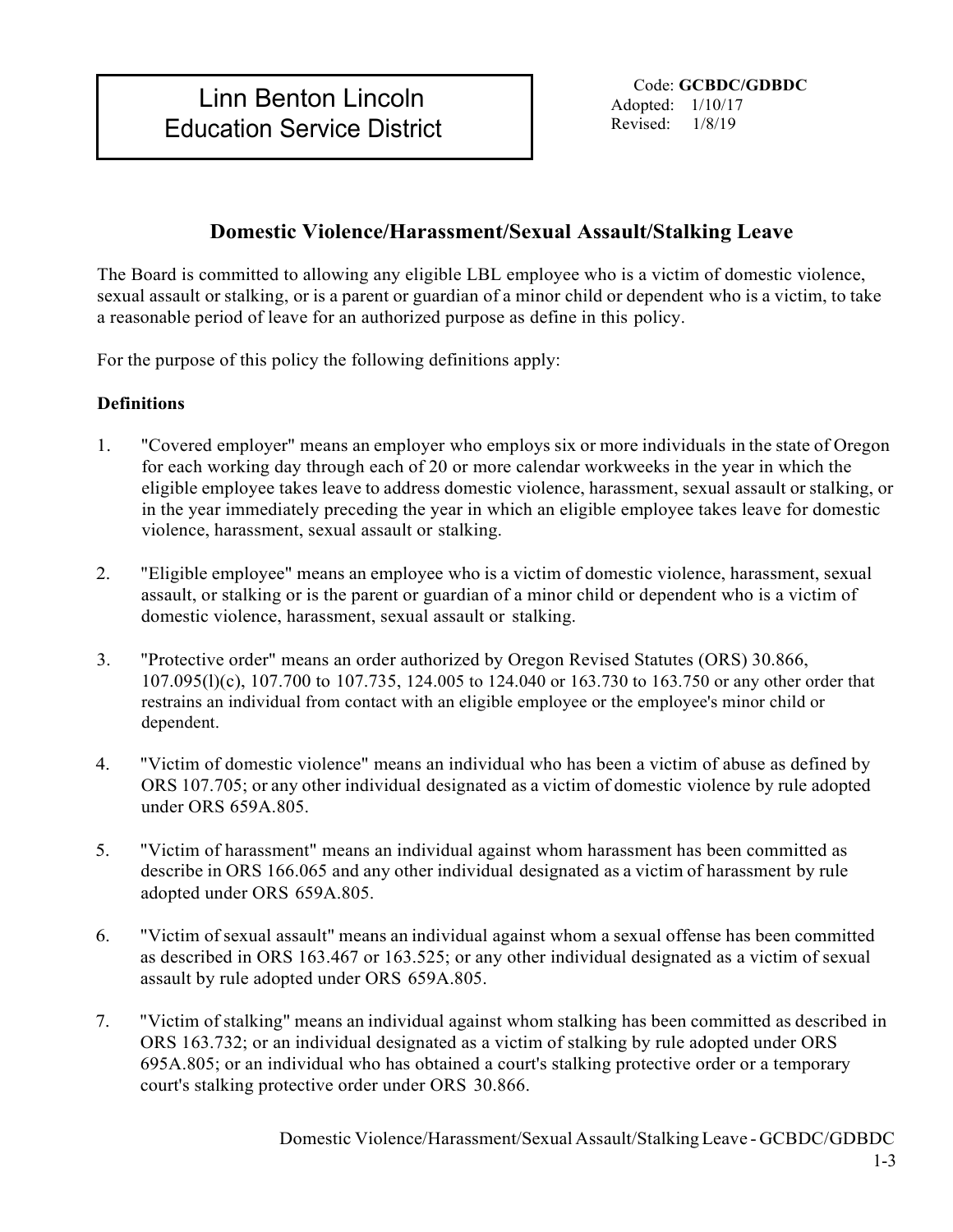Linn Benton Lincoln
Education Service District

Code: **GCBDC/GDBDC**
Adopted: 1/10/17
Revised: 1/8/19

## Domestic Violence/Harassment/Sexual Assault/Stalking Leave

The Board is committed to allowing any eligible LBL employee who is a victim of domestic violence, sexual assault or stalking, or is a parent or guardian of a minor child or dependent who is a victim, to take a reasonable period of leave for an authorized purpose as define in this policy.

For the purpose of this policy the following definitions apply:

### Definitions

1. "Covered employer" means an employer who employs six or more individuals in the state of Oregon for each working day through each of 20 or more calendar workweeks in the year in which the eligible employee takes leave to address domestic violence, harassment, sexual assault or stalking, or in the year immediately preceding the year in which an eligible employee takes leave for domestic violence, harassment, sexual assault or stalking.

2. "Eligible employee" means an employee who is a victim of domestic violence, harassment, sexual assault, or stalking or is the parent or guardian of a minor child or dependent who is a victim of domestic violence, harassment, sexual assault or stalking.

3. "Protective order" means an order authorized by Oregon Revised Statutes (ORS) 30.866, 107.095(l)(c), 107.700 to 107.735, 124.005 to 124.040 or 163.730 to 163.750 or any other order that restrains an individual from contact with an eligible employee or the employee's minor child or dependent.

4. "Victim of domestic violence" means an individual who has been a victim of abuse as defined by ORS 107.705; or any other individual designated as a victim of domestic violence by rule adopted under ORS 659A.805.

5. "Victim of harassment" means an individual against whom harassment has been committed as describe in ORS 166.065 and any other individual designated as a victim of harassment by rule adopted under ORS 659A.805.

6. "Victim of sexual assault" means an individual against whom a sexual offense has been committed as described in ORS 163.467 or 163.525; or any other individual designated as a victim of sexual assault by rule adopted under ORS 659A.805.

7. "Victim of stalking" means an individual against whom stalking has been committed as described in ORS 163.732; or an individual designated as a victim of stalking by rule adopted under ORS 695A.805; or an individual who has obtained a court's stalking protective order or a temporary court's stalking protective order under ORS 30.866.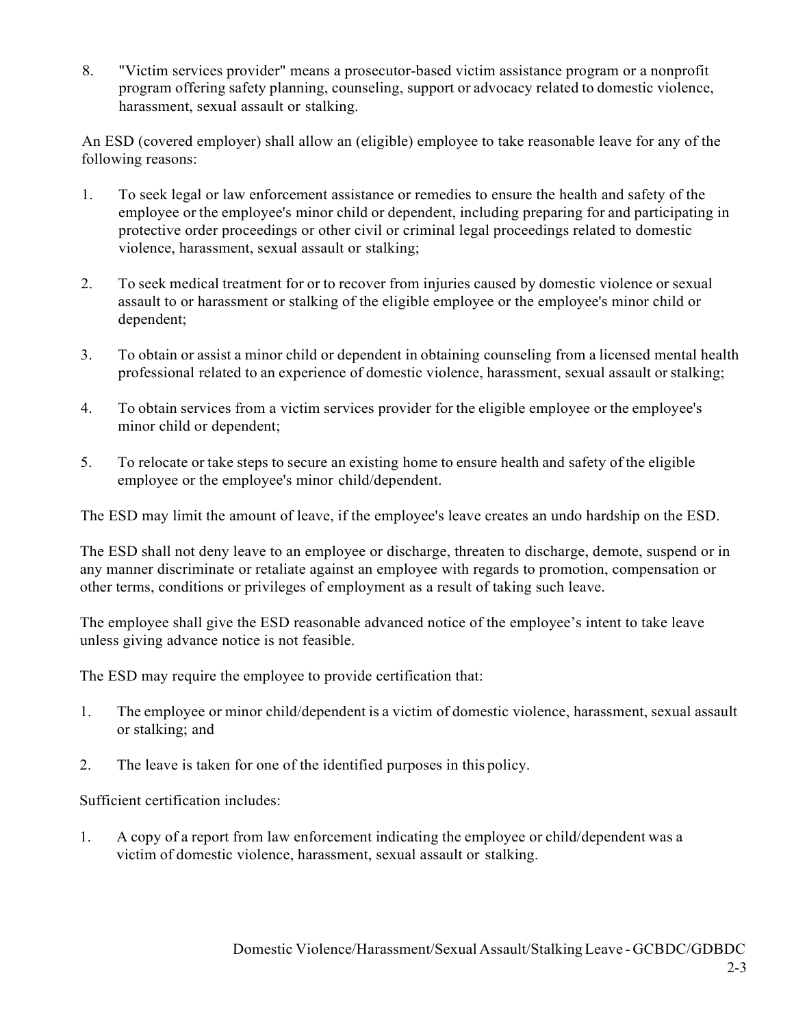8. "Victim services provider" means a prosecutor-based victim assistance program or a nonprofit program offering safety planning, counseling, support or advocacy related to domestic violence, harassment, sexual assault or stalking.

An ESD (covered employer) shall allow an (eligible) employee to take reasonable leave for any of the following reasons:

1. To seek legal or law enforcement assistance or remedies to ensure the health and safety of the employee or the employee's minor child or dependent, including preparing for and participating in protective order proceedings or other civil or criminal legal proceedings related to domestic violence, harassment, sexual assault or stalking;

2. To seek medical treatment for or to recover from injuries caused by domestic violence or sexual assault to or harassment or stalking of the eligible employee or the employee's minor child or dependent;

3. To obtain or assist a minor child or dependent in obtaining counseling from a licensed mental health professional related to an experience of domestic violence, harassment, sexual assault or stalking;

4. To obtain services from a victim services provider for the eligible employee or the employee's minor child or dependent;

5. To relocate or take steps to secure an existing home to ensure health and safety of the eligible employee or the employee's minor child/dependent.

The ESD may limit the amount of leave, if the employee's leave creates an undo hardship on the ESD.

The ESD shall not deny leave to an employee or discharge, threaten to discharge, demote, suspend or in any manner discriminate or retaliate against an employee with regards to promotion, compensation or other terms, conditions or privileges of employment as a result of taking such leave.

The employee shall give the ESD reasonable advanced notice of the employee's intent to take leave unless giving advance notice is not feasible.

The ESD may require the employee to provide certification that:

1. The employee or minor child/dependent is a victim of domestic violence, harassment, sexual assault or stalking; and

2. The leave is taken for one of the identified purposes in this policy.

Sufficient certification includes:

1. A copy of a report from law enforcement indicating the employee or child/dependent was a victim of domestic violence, harassment, sexual assault or stalking.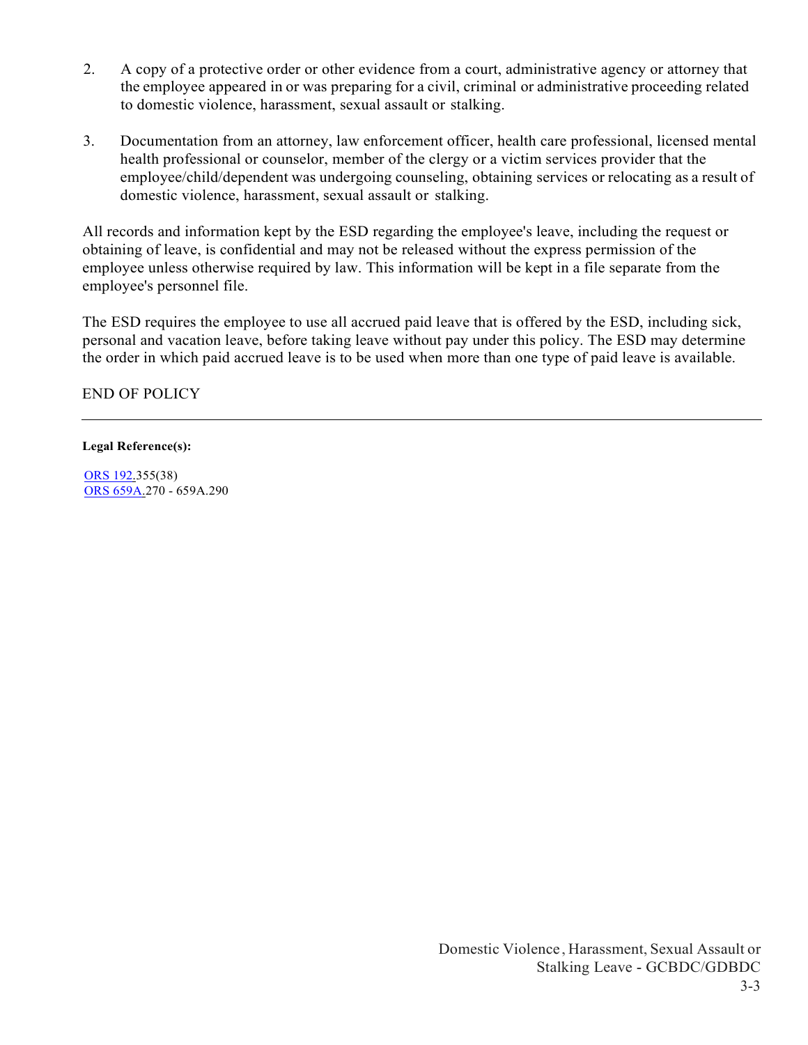2. A copy of a protective order or other evidence from a court, administrative agency or attorney that the employee appeared in or was preparing for a civil, criminal or administrative proceeding related to domestic violence, harassment, sexual assault or stalking.

3. Documentation from an attorney, law enforcement officer, health care professional, licensed mental health professional or counselor, member of the clergy or a victim services provider that the employee/child/dependent was undergoing counseling, obtaining services or relocating as a result of domestic violence, harassment, sexual assault or stalking.

All records and information kept by the ESD regarding the employee's leave, including the request or obtaining of leave, is confidential and may not be released without the express permission of the employee unless otherwise required by law. This information will be kept in a file separate from the employee's personnel file.

The ESD requires the employee to use all accrued paid leave that is offered by the ESD, including sick, personal and vacation leave, before taking leave without pay under this policy. The ESD may determine the order in which paid accrued leave is to be used when more than one type of paid leave is available.

END OF POLICY

---

**Legal Reference(s):**

ORS 192.355(38)
ORS 659A.270 - 659A.290